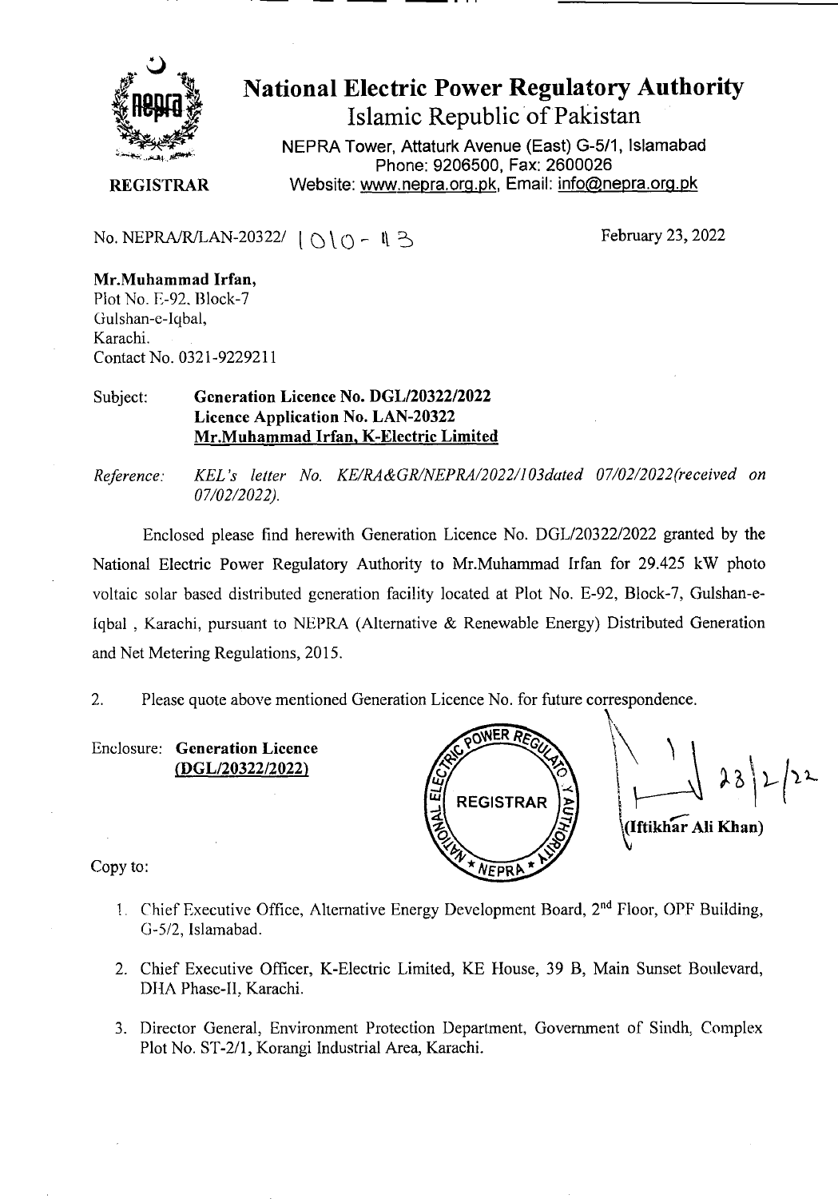# National Electric Power Regulatory Authority

Islamic Republic of Pakistan

NEPRA Tower, Attaturk Avenue (East) G-5/1, Islamabad
Phone: 9206500, Fax: 2600026
Website: www.nepra.org.pk, Email: info@nepra.org.pk

**REGISTRAR**

No. NEPRA/R/LAN-20322/ 1010-13 February 23, 2022

**Mr.Muhammad Irfan,**
Plot No. E-92, Block-7
Gulshan-e-Iqbal,
Karachi.
Contact No. 0321-9229211

Subject: **Generation Licence No. DGL/20322/2022**
**Licence Application No. LAN-20322**
**Mr.Muhammad Irfan, K-Electric Limited**

*Reference: KEL's letter No. KE/RA&GR/NEPRA/2022/103dated 07/02/2022(received on 07/02/2022).*

Enclosed please find herewith Generation Licence No. DGL/20322/2022 granted by the National Electric Power Regulatory Authority to Mr.Muhammad Irfan for 29.425 kW photo voltaic solar based distributed generation facility located at Plot No. E-92, Block-7, Gulshan-e-Iqbal , Karachi, pursuant to NEPRA (Alternative & Renewable Energy) Distributed Generation and Net Metering Regulations, 2015.

2. Please quote above mentioned Generation Licence No. for future correspondence.

Enclosure: **Generation Licence (DGL/20322/2022)**

23/2/22
**(Iftikhar Ali Khan)**

Copy to:

1. Chief Executive Office, Alternative Energy Development Board, 2nd Floor, OPF Building, G-5/2, Islamabad.
2. Chief Executive Officer, K-Electric Limited, KE House, 39 B, Main Sunset Boulevard, DHA Phase-II, Karachi.
3. Director General, Environment Protection Department, Government of Sindh, Complex Plot No. ST-2/1, Korangi Industrial Area, Karachi.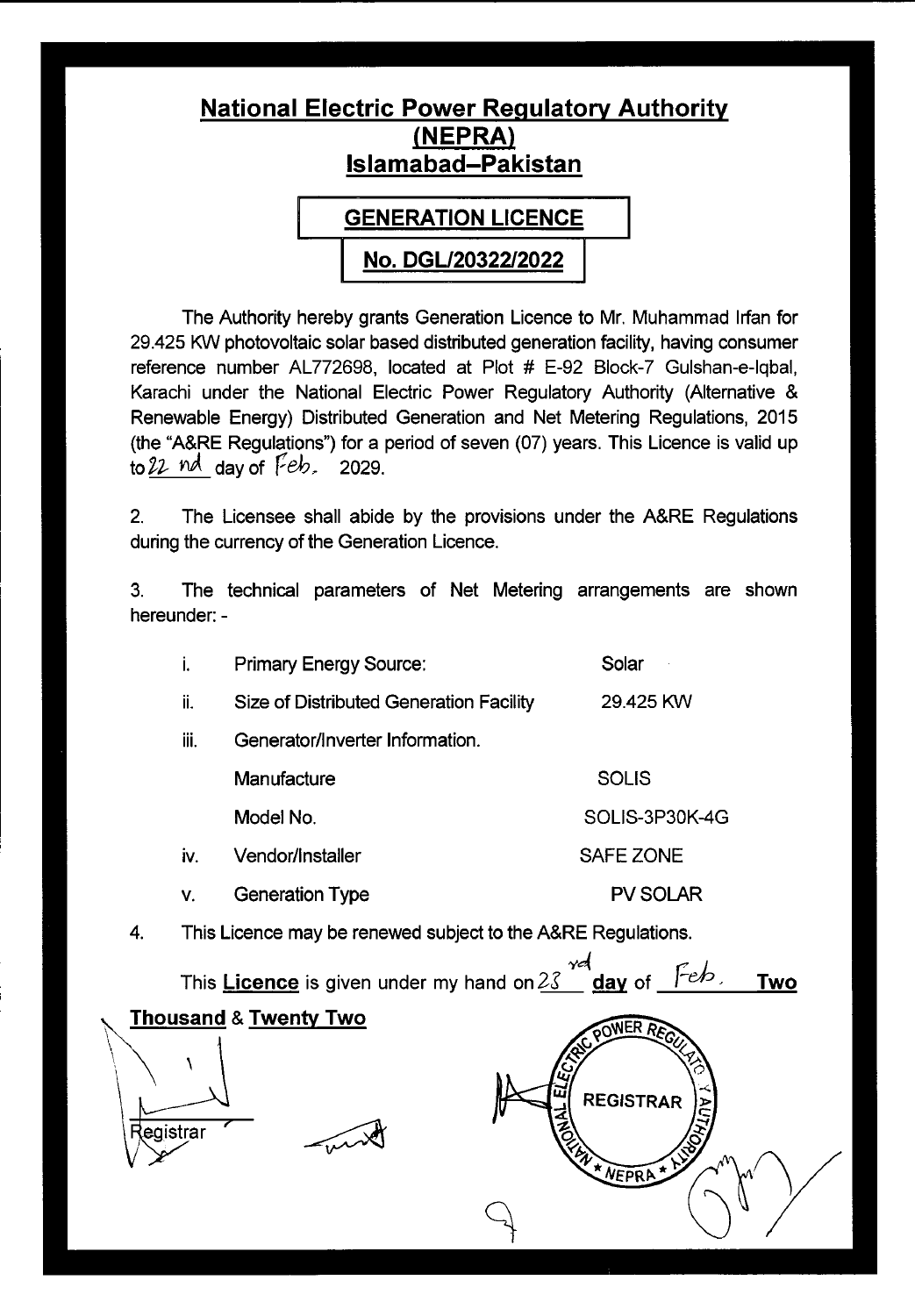# National Electric Power Regulatory Authority (NEPRA) Islamabad–Pakistan

## GENERATION LICENCE

## No. DGL/20322/2022

The Authority hereby grants Generation Licence to Mr. Muhammad Irfan for 29.425 KW photovoltaic solar based distributed generation facility, having consumer reference number AL772698, located at Plot # E-92 Block-7 Gulshan-e-Iqbal, Karachi under the National Electric Power Regulatory Authority (Alternative & Renewable Energy) Distributed Generation and Net Metering Regulations, 2015 (the "A&RE Regulations") for a period of seven (07) years. This Licence is valid up to 22 nd day of Feb, 2029.

2. The Licensee shall abide by the provisions under the A&RE Regulations during the currency of the Generation Licence.

3. The technical parameters of Net Metering arrangements are shown hereunder: -

| | | |
|---|---|---|
| i. | Primary Energy Source: | Solar |
| ii. | Size of Distributed Generation Facility | 29.425 KW |
| iii. | Generator/Inverter Information. | |
| | Manufacture | SOLIS |
| | Model No. | SOLIS-3P30K-4G |
| iv. | Vendor/Installer | SAFE ZONE |
| v. | Generation Type | PV SOLAR |

4. This Licence may be renewed subject to the A&RE Regulations.

This **Licence** is given under my hand on 23rd **day** of Feb, **Two Thousand** & **Twenty Two**

Registrar

REGISTRAR
NATIONAL ELECTRIC POWER REGULATORY AUTHORITY
NEPRA